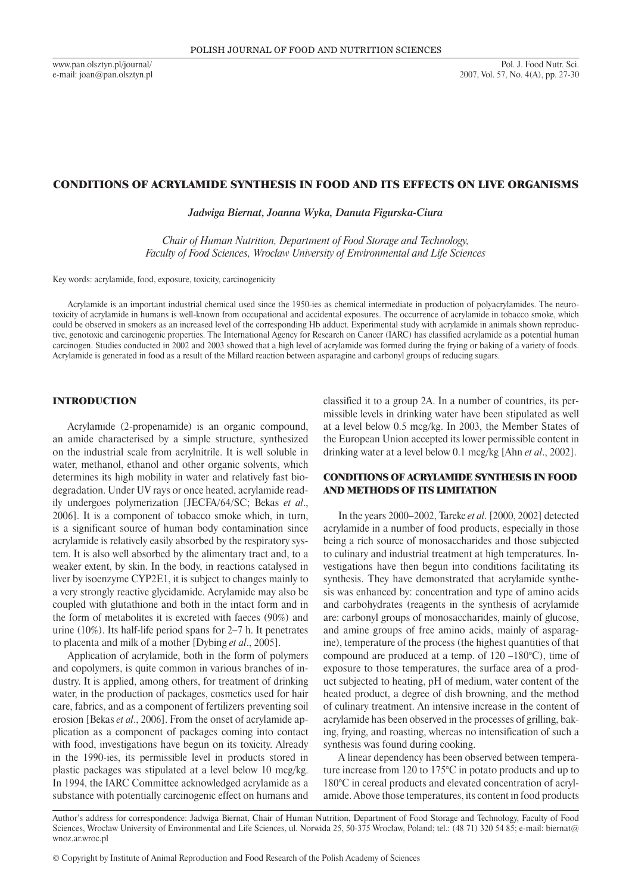# CONDITIONS OF ACRYLAMIDE SYNTHESIS IN FOOD AND ITS EFFECTS ON LIVE ORGANISMS

*Jadwiga Biernat, Joanna Wyka, Danuta Figurska-Ciura*

*Chair of Human Nutrition, Department of Food Storage and Technology, Faculty of Food Sciences, Wrocław University of Environmental and Life Sciences*

Key words: acrylamide, food, exposure, toxicity, carcinogenicity

Acrylamide is an important industrial chemical used since the 1950-ies as chemical intermediate in production of polyacrylamides. The neurotoxicity of acrylamide in humans is well-known from occupational and accidental exposures. The occurrence of acrylamide in tobacco smoke, which could be observed in smokers as an increased level of the corresponding Hb adduct. Experimental study with acrylamide in animals shown reproductive, genotoxic and carcinogenic properties. The International Agency for Research on Cancer (IARC) has classified acrylamide as a potential human carcinogen. Studies conducted in 2002 and 2003 showed that a high level of acrylamide was formed during the frying or baking of a variety of foods. Acrylamide is generated in food as a result of the Millard reaction between asparagine and carbonyl groups of reducing sugars.

## INTRODUCTION

Acrylamide (2-propenamide) is an organic compound, an amide characterised by a simple structure, synthesized on the industrial scale from acrylnitrile. It is well soluble in water, methanol, ethanol and other organic solvents, which determines its high mobility in water and relatively fast biodegradation. Under UV rays or once heated, acrylamide readily undergoes polymerization [JECFA/64/SC; Bekas *et al*., 2006]. It is a component of tobacco smoke which, in turn, is a significant source of human body contamination since acrylamide is relatively easily absorbed by the respiratory system. It is also well absorbed by the alimentary tract and, to a weaker extent, by skin. In the body, in reactions catalysed in liver by isoenzyme CYP2E1, it is subject to changes mainly to a very strongly reactive glycidamide. Acrylamide may also be coupled with glutathione and both in the intact form and in the form of metabolites it is excreted with faeces (90%) and urine (10%). Its half-life period spans for 2–7 h. It penetrates to placenta and milk of a mother [Dybing *et al*., 2005].

Application of acrylamide, both in the form of polymers and copolymers, is quite common in various branches of industry. It is applied, among others, for treatment of drinking water, in the production of packages, cosmetics used for hair care, fabrics, and as a component of fertilizers preventing soil erosion [Bekas *et al*., 2006]. From the onset of acrylamide application as a component of packages coming into contact with food, investigations have begun on its toxicity. Already in the 1990-ies, its permissible level in products stored in plastic packages was stipulated at a level below 10 mcg/kg. In 1994, the IARC Committee acknowledged acrylamide as a substance with potentially carcinogenic effect on humans and classified it to a group 2A. In a number of countries, its permissible levels in drinking water have been stipulated as well at a level below 0.5 mcg/kg. In 2003, the Member States of the European Union accepted its lower permissible content in drinking water at a level below 0.1 mcg/kg [Ahn *et al*., 2002].

## CONDITIONS OF ACRYLAMIDE SYNTHESIS IN FOOD AND METHODS OF ITS LIMITATION

In the years 2000–2002, Tareke *et al*. [2000, 2002] detected acrylamide in a number of food products, especially in those being a rich source of monosaccharides and those subjected to culinary and industrial treatment at high temperatures. Investigations have then begun into conditions facilitating its synthesis. They have demonstrated that acrylamide synthesis was enhanced by: concentration and type of amino acids and carbohydrates (reagents in the synthesis of acrylamide are: carbonyl groups of monosaccharides, mainly of glucose, and amine groups of free amino acids, mainly of asparagine), temperature of the process (the highest quantities of that compound are produced at a temp. of 120 –180°C), time of exposure to those temperatures, the surface area of a product subjected to heating, pH of medium, water content of the heated product, a degree of dish browning, and the method of culinary treatment. An intensive increase in the content of acrylamide has been observed in the processes of grilling, baking, frying, and roasting, whereas no intensification of such a synthesis was found during cooking.

A linear dependency has been observed between temperature increase from 120 to 175°C in potato products and up to 180°C in cereal products and elevated concentration of acrylamide. Above those temperatures, its content in food products

Author's address for correspondence: Jadwiga Biernat, Chair of Human Nutrition, Department of Food Storage and Technology, Faculty of Food Sciences, Wrocław University of Environmental and Life Sciences, ul. Norwida 25, 50-375 Wrocław, Poland; tel.: (48 71) 320 54 85; e-mail: biernat@wnoz.ar.wroc.pl

© Copyright by Institute of Animal Reproduction and Food Research of the Polish Academy of Sciences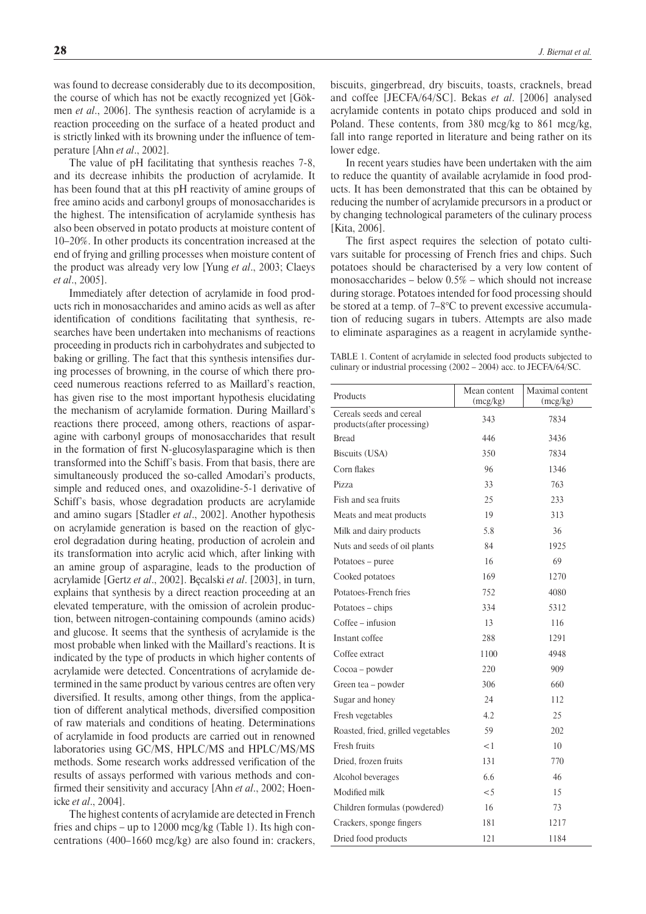was found to decrease considerably due to its decomposition, the course of which has not be exactly recognized yet [Gökmen *et al*., 2006]. The synthesis reaction of acrylamide is a reaction proceeding on the surface of a heated product and is strictly linked with its browning under the influence of temperature [Ahn *et al*., 2002].

The value of pH facilitating that synthesis reaches 7-8, and its decrease inhibits the production of acrylamide. It has been found that at this pH reactivity of amine groups of free amino acids and carbonyl groups of monosaccharides is the highest. The intensification of acrylamide synthesis has also been observed in potato products at moisture content of 10–20%. In other products its concentration increased at the end of frying and grilling processes when moisture content of the product was already very low [Yung *et al*., 2003; Claeys *et al*., 2005].

Immediately after detection of acrylamide in food products rich in monosaccharides and amino acids as well as after identification of conditions facilitating that synthesis, researches have been undertaken into mechanisms of reactions proceeding in products rich in carbohydrates and subjected to baking or grilling. The fact that this synthesis intensifies during processes of browning, in the course of which there proceed numerous reactions referred to as Maillard's reaction, has given rise to the most important hypothesis elucidating the mechanism of acrylamide formation. During Maillard's reactions there proceed, among others, reactions of asparagine with carbonyl groups of monosaccharides that result in the formation of first N-glucosylasparagine which is then transformed into the Schiff's basis. From that basis, there are simultaneously produced the so-called Amodari's products, simple and reduced ones, and oxazolidine-5-1 derivative of Schiff's basis, whose degradation products are acrylamide and amino sugars [Stadler *et al*., 2002]. Another hypothesis on acrylamide generation is based on the reaction of glycerol degradation during heating, production of acrolein and its transformation into acrylic acid which, after linking with an amine group of asparagine, leads to the production of acrylamide [Gertz *et al*., 2002]. Bęcalski *et al*. [2003], in turn, explains that synthesis by a direct reaction proceeding at an elevated temperature, with the omission of acrolein production, between nitrogen-containing compounds (amino acids) and glucose. It seems that the synthesis of acrylamide is the most probable when linked with the Maillard's reactions. It is indicated by the type of products in which higher contents of acrylamide were detected. Concentrations of acrylamide determined in the same product by various centres are often very diversified. It results, among other things, from the application of different analytical methods, diversified composition of raw materials and conditions of heating. Determinations of acrylamide in food products are carried out in renowned laboratories using GC/MS, HPLC/MS and HPLC/MS/MS methods. Some research works addressed verification of the results of assays performed with various methods and confirmed their sensitivity and accuracy [Ahn *et al*., 2002; Hoenicke *et al*., 2004].

The highest contents of acrylamide are detected in French fries and chips – up to 12000 mcg/kg (Table 1). Its high concentrations (400–1660 mcg/kg) are also found in: crackers, biscuits, gingerbread, dry biscuits, toasts, cracknels, bread and coffee [JECFA/64/SC]. Bekas *et al*. [2006] analysed acrylamide contents in potato chips produced and sold in Poland. These contents, from 380 mcg/kg to 861 mcg/kg, fall into range reported in literature and being rather on its lower edge.

In recent years studies have been undertaken with the aim to reduce the quantity of available acrylamide in food products. It has been demonstrated that this can be obtained by reducing the number of acrylamide precursors in a product or by changing technological parameters of the culinary process [Kita, 2006].

The first aspect requires the selection of potato cultivars suitable for processing of French fries and chips. Such potatoes should be characterised by a very low content of monosaccharides – below 0.5% – which should not increase during storage. Potatoes intended for food processing should be stored at a temp. of 7–8°C to prevent excessive accumulation of reducing sugars in tubers. Attempts are also made to eliminate asparagines as a reagent in acrylamide synthe-

TABLE 1. Content of acrylamide in selected food products subjected to culinary or industrial processing (2002 – 2004) acc. to JECFA/64/SC.

| Products | Mean content (mcg/kg) | Maximal content (mcg/kg) |
|---|---|---|
| Cereals seeds and cereal products(after processing) | 343 | 7834 |
| Bread | 446 | 3436 |
| Biscuits (USA) | 350 | 7834 |
| Corn flakes | 96 | 1346 |
| Pizza | 33 | 763 |
| Fish and sea fruits | 25 | 233 |
| Meats and meat products | 19 | 313 |
| Milk and dairy products | 5.8 | 36 |
| Nuts and seeds of oil plants | 84 | 1925 |
| Potatoes – puree | 16 | 69 |
| Cooked potatoes | 169 | 1270 |
| Potatoes-French fries | 752 | 4080 |
| Potatoes – chips | 334 | 5312 |
| Coffee – infusion | 13 | 116 |
| Instant coffee | 288 | 1291 |
| Coffee extract | 1100 | 4948 |
| Cocoa – powder | 220 | 909 |
| Green tea – powder | 306 | 660 |
| Sugar and honey | 24 | 112 |
| Fresh vegetables | 4.2 | 25 |
| Roasted, fried, grilled vegetables | 59 | 202 |
| Fresh fruits | <1 | 10 |
| Dried, frozen fruits | 131 | 770 |
| Alcohol beverages | 6.6 | 46 |
| Modified milk | <5 | 15 |
| Children formulas (powdered) | 16 | 73 |
| Crackers, sponge fingers | 181 | 1217 |
| Dried food products | 121 | 1184 |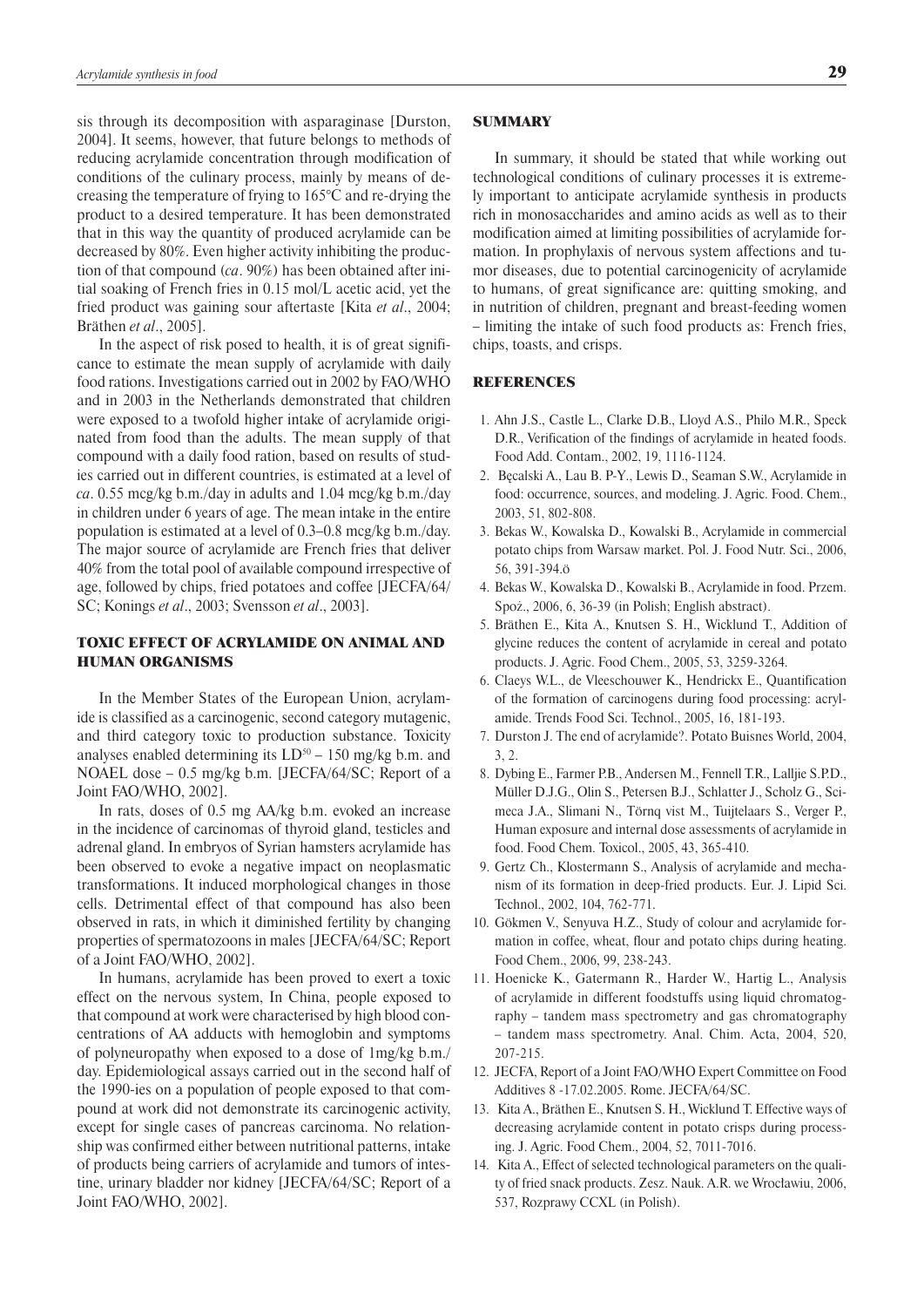sis through its decomposition with asparaginase [Durston, 2004]. It seems, however, that future belongs to methods of reducing acrylamide concentration through modification of conditions of the culinary process, mainly by means of decreasing the temperature of frying to 165°C and re-drying the product to a desired temperature. It has been demonstrated that in this way the quantity of produced acrylamide can be decreased by 80%. Even higher activity inhibiting the production of that compound (*ca*. 90%) has been obtained after initial soaking of French fries in 0.15 mol/L acetic acid, yet the fried product was gaining sour aftertaste [Kita *et al*., 2004; Bråthen *et al*., 2005].

In the aspect of risk posed to health, it is of great significance to estimate the mean supply of acrylamide with daily food rations. Investigations carried out in 2002 by FAO/WHO and in 2003 in the Netherlands demonstrated that children were exposed to a twofold higher intake of acrylamide originated from food than the adults. The mean supply of that compound with a daily food ration, based on results of studies carried out in different countries, is estimated at a level of *ca*. 0.55 mcg/kg b.m./day in adults and 1.04 mcg/kg b.m./day in children under 6 years of age. The mean intake in the entire population is estimated at a level of 0.3–0.8 mcg/kg b.m./day. The major source of acrylamide are French fries that deliver 40% from the total pool of available compound irrespective of age, followed by chips, fried potatoes and coffee [JECFA/64/SC; Konings *et al*., 2003; Svensson *et al*., 2003].

## TOXIC EFFECT OF ACRYLAMIDE ON ANIMAL AND HUMAN ORGANISMS

In the Member States of the European Union, acrylamide is classified as a carcinogenic, second category mutagenic, and third category toxic to production substance. Toxicity analyses enabled determining its $LD^{50}$ – 150 mg/kg b.m. and NOAEL dose – 0.5 mg/kg b.m. [JECFA/64/SC; Report of a Joint FAO/WHO, 2002].

In rats, doses of 0.5 mg AA/kg b.m. evoked an increase in the incidence of carcinomas of thyroid gland, testicles and adrenal gland. In embryos of Syrian hamsters acrylamide has been observed to evoke a negative impact on neoplasmatic transformations. It induced morphological changes in those cells. Detrimental effect of that compound has also been observed in rats, in which it diminished fertility by changing properties of spermatozoons in males [JECFA/64/SC; Report of a Joint FAO/WHO, 2002].

In humans, acrylamide has been proved to exert a toxic effect on the nervous system, In China, people exposed to that compound at work were characterised by high blood concentrations of AA adducts with hemoglobin and symptoms of polyneuropathy when exposed to a dose of 1mg/kg b.m./day. Epidemiological assays carried out in the second half of the 1990-ies on a population of people exposed to that compound at work did not demonstrate its carcinogenic activity, except for single cases of pancreas carcinoma. No relationship was confirmed either between nutritional patterns, intake of products being carriers of acrylamide and tumors of intestine, urinary bladder nor kidney [JECFA/64/SC; Report of a Joint FAO/WHO, 2002].

## SUMMARY

In summary, it should be stated that while working out technological conditions of culinary processes it is extremely important to anticipate acrylamide synthesis in products rich in monosaccharides and amino acids as well as to their modification aimed at limiting possibilities of acrylamide formation. In prophylaxis of nervous system affections and tumor diseases, due to potential carcinogenicity of acrylamide to humans, of great significance are: quitting smoking, and in nutrition of children, pregnant and breast-feeding women – limiting the intake of such food products as: French fries, chips, toasts, and crisps.

## REFERENCES

1. Ahn J.S., Castle L., Clarke D.B., Lloyd A.S., Philo M.R., Speck D.R., Verification of the findings of acrylamide in heated foods. Food Add. Contam., 2002, 19, 1116-1124.
2. Bęcalski A., Lau B. P-Y., Lewis D., Seaman S.W., Acrylamide in food: occurrence, sources, and modeling. J. Agric. Food. Chem., 2003, 51, 802-808.
3. Bekas W., Kowalska D., Kowalski B., Acrylamide in commercial potato chips from Warsaw market. Pol. J. Food Nutr. Sci., 2006, 56, 391-394.ö
4. Bekas W., Kowalska D., Kowalski B., Acrylamide in food. Przem. Spoż., 2006, 6, 36-39 (in Polish; English abstract).
5. Bråthen E., Kita A., Knutsen S. H., Wicklund T., Addition of glycine reduces the content of acrylamide in cereal and potato products. J. Agric. Food Chem., 2005, 53, 3259-3264.
6. Claeys W.L., de Vleeschouwer K., Hendrickx E., Quantification of the formation of carcinogens during food processing: acrylamide. Trends Food Sci. Technol., 2005, 16, 181-193.
7. Durston J. The end of acrylamide?. Potato Buisnes World, 2004, 3, 2.
8. Dybing E., Farmer P.B., Andersen M., Fennell T.R., Lalljie S.P.D., Müller D.J.G., Olin S., Petersen B.J., Schlatter J., Scholz G., Scimeca J.A., Slimani N., Törnq vist M., Tuijtelaars S., Verger P., Human exposure and internal dose assessments of acrylamide in food. Food Chem. Toxicol., 2005, 43, 365-410.
9. Gertz Ch., Klostermann S., Analysis of acrylamide and mechanism of its formation in deep-fried products. Eur. J. Lipid Sci. Technol., 2002, 104, 762-771.
10. Gökmen V., Senyuva H.Z., Study of colour and acrylamide formation in coffee, wheat, flour and potato chips during heating. Food Chem., 2006, 99, 238-243.
11. Hoenicke K., Gatermann R., Harder W., Hartig L., Analysis of acrylamide in different foodstuffs using liquid chromatography – tandem mass spectrometry and gas chromatography – tandem mass spectrometry. Anal. Chim. Acta, 2004, 520, 207-215.
12. JECFA, Report of a Joint FAO/WHO Expert Committee on Food Additives 8 -17.02.2005. Rome. JECFA/64/SC.
13. Kita A., Bråthen E., Knutsen S. H., Wicklund T. Effective ways of decreasing acrylamide content in potato crisps during processing. J. Agric. Food Chem., 2004, 52, 7011-7016.
14. Kita A., Effect of selected technological parameters on the quality of fried snack products. Zesz. Nauk. A.R. we Wrocławiu, 2006, 537, Rozprawy CCXL (in Polish).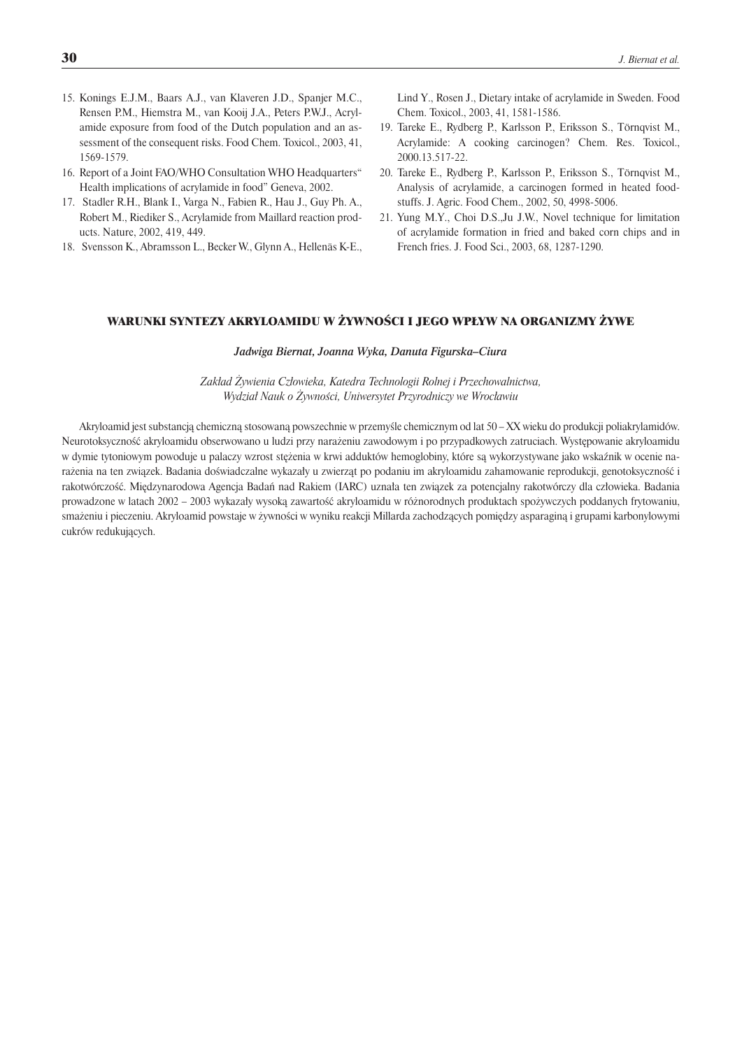15. Konings E.J.M., Baars A.J., van Klaveren J.D., Spanjer M.C., Rensen P.M., Hiemstra M., van Kooij J.A., Peters P.W.J., Acrylamide exposure from food of the Dutch population and an assessment of the consequent risks. Food Chem. Toxicol., 2003, 41, 1569-1579.
16. Report of a Joint FAO/WHO Consultation WHO Headquarters" Health implications of acrylamide in food" Geneva, 2002.
17. Stadler R.H., Blank I., Varga N., Fabien R., Hau J., Guy Ph. A., Robert M., Riediker S., Acrylamide from Maillard reaction products. Nature, 2002, 419, 449.
18. Svensson K., Abramsson L., Becker W., Glynn A., Hellenäs K-E., Lind Y., Rosen J., Dietary intake of acrylamide in Sweden. Food Chem. Toxicol., 2003, 41, 1581-1586.
19. Tareke E., Rydberg P., Karlsson P., Eriksson S., Törnqvist M., Acrylamide: A cooking carcinogen? Chem. Res. Toxicol., 2000.13.517-22.
20. Tareke E., Rydberg P., Karlsson P., Eriksson S., Törnqvist M., Analysis of acrylamide, a carcinogen formed in heated foodstuffs. J. Agric. Food Chem., 2002, 50, 4998-5006.
21. Yung M.Y., Choi D.S.,Ju J.W., Novel technique for limitation of acrylamide formation in fried and baked corn chips and in French fries. J. Food Sci., 2003, 68, 1287-1290.

## WARUNKI SYNTEZY AKRYLOAMIDU W ŻYWNOŚCI I JEGO WPŁYW NA ORGANIZMY ŻYWE

***Jadwiga Biernat, Joanna Wyka, Danuta Figurska–Ciura***

*Zakład Żywienia Człowieka, Katedra Technologii Rolnej i Przechowalnictwa, Wydział Nauk o Żywności, Uniwersytet Przyrodniczy we Wrocławiu*

Akryloamid jest substancją chemiczną stosowaną powszechnie w przemyśle chemicznym od lat 50 – XX wieku do produkcji poliakrylamidów. Neurotoksyczność akryloamidu obserwowano u ludzi przy narażeniu zawodowym i po przypadkowych zatruciach. Występowanie akryloamidu w dymie tytoniowym powoduje u palaczy wzrost stężenia w krwi adduktów hemoglobiny, które są wykorzystywane jako wskaźnik w ocenie narażenia na ten związek. Badania doświadczalne wykazały u zwierząt po podaniu im akryloamidu zahamowanie reprodukcji, genotoksyczność i rakotwórczość. Międzynarodowa Agencja Badań nad Rakiem (IARC) uznała ten związek za potencjalny rakotwórczy dla człowieka. Badania prowadzone w latach 2002 – 2003 wykazały wysoką zawartość akryloamidu w różnorodnych produktach spożywczych poddanych frytowaniu, smażeniu i pieczeniu. Akryloamid powstaje w żywności w wyniku reakcji Millarda zachodzących pomiędzy asparaginą i grupami karbonylowymi cukrów redukujących.